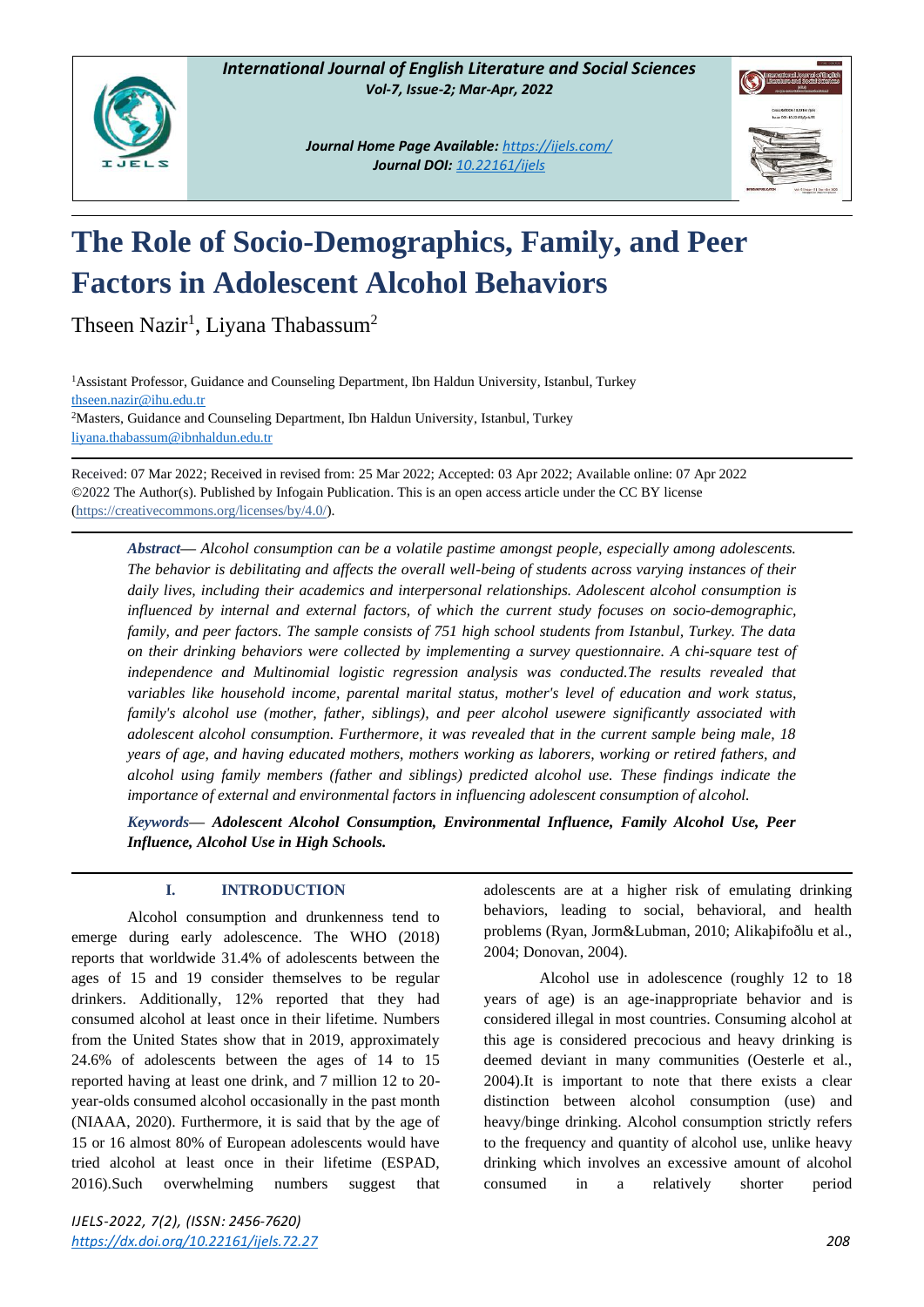# The Role of Socio-Demographics, Family, and Peer Factors in Adolescent Alcohol Behaviors

Thseen Nazir[1], Liyana Thabassum[2]

[1]Assistant Professor, Guidance and Counseling Department, Ibn Haldun University, Istanbul, Turkey
thseen.nazir@ihu.edu.tr
[2]Masters, Guidance and Counseling Department, Ibn Haldun University, Istanbul, Turkey
liyana.thabassum@ibnhaldun.edu.tr

Received: 07 Mar 2022; Received in revised from: 25 Mar 2022; Accepted: 03 Apr 2022; Available online: 07 Apr 2022
©2022 The Author(s). Published by Infogain Publication. This is an open access article under the CC BY license (https://creativecommons.org/licenses/by/4.0/).

***Abstract*— *Alcohol consumption can be a volatile pastime amongst people, especially among adolescents. The behavior is debilitating and affects the overall well-being of students across varying instances of their daily lives, including their academics and interpersonal relationships. Adolescent alcohol consumption is influenced by internal and external factors, of which the current study focuses on socio-demographic, family, and peer factors. The sample consists of 751 high school students from Istanbul, Turkey. The data on their drinking behaviors were collected by implementing a survey questionnaire. A chi-square test of independence and Multinomial logistic regression analysis was conducted.The results revealed that variables like household income, parental marital status, mother's level of education and work status, family's alcohol use (mother, father, siblings), and peer alcohol usewere significantly associated with adolescent alcohol consumption. Furthermore, it was revealed that in the current sample being male, 18 years of age, and having educated mothers, mothers working as laborers, working or retired fathers, and alcohol using family members (father and siblings) predicted alcohol use. These findings indicate the importance of external and environmental factors in influencing adolescent consumption of alcohol.*

***Keywords*— *Adolescent Alcohol Consumption, Environmental Influence, Family Alcohol Use, Peer Influence, Alcohol Use in High Schools.***

## I. INTRODUCTION

Alcohol consumption and drunkenness tend to emerge during early adolescence. The WHO (2018) reports that worldwide 31.4% of adolescents between the ages of 15 and 19 consider themselves to be regular drinkers. Additionally, 12% reported that they had consumed alcohol at least once in their lifetime. Numbers from the United States show that in 2019, approximately 24.6% of adolescents between the ages of 14 to 15 reported having at least one drink, and 7 million 12 to 20-year-olds consumed alcohol occasionally in the past month (NIAAA, 2020). Furthermore, it is said that by the age of 15 or 16 almost 80% of European adolescents would have tried alcohol at least once in their lifetime (ESPAD, 2016).Such overwhelming numbers suggest that adolescents are at a higher risk of emulating drinking behaviors, leading to social, behavioral, and health problems (Ryan, Jorm&Lubman, 2010; Alikaþifoðlu et al., 2004; Donovan, 2004).

Alcohol use in adolescence (roughly 12 to 18 years of age) is an age-inappropriate behavior and is considered illegal in most countries. Consuming alcohol at this age is considered precocious and heavy drinking is deemed deviant in many communities (Oesterle et al., 2004).It is important to note that there exists a clear distinction between alcohol consumption (use) and heavy/binge drinking. Alcohol consumption strictly refers to the frequency and quantity of alcohol use, unlike heavy drinking which involves an excessive amount of alcohol consumed in a relatively shorter period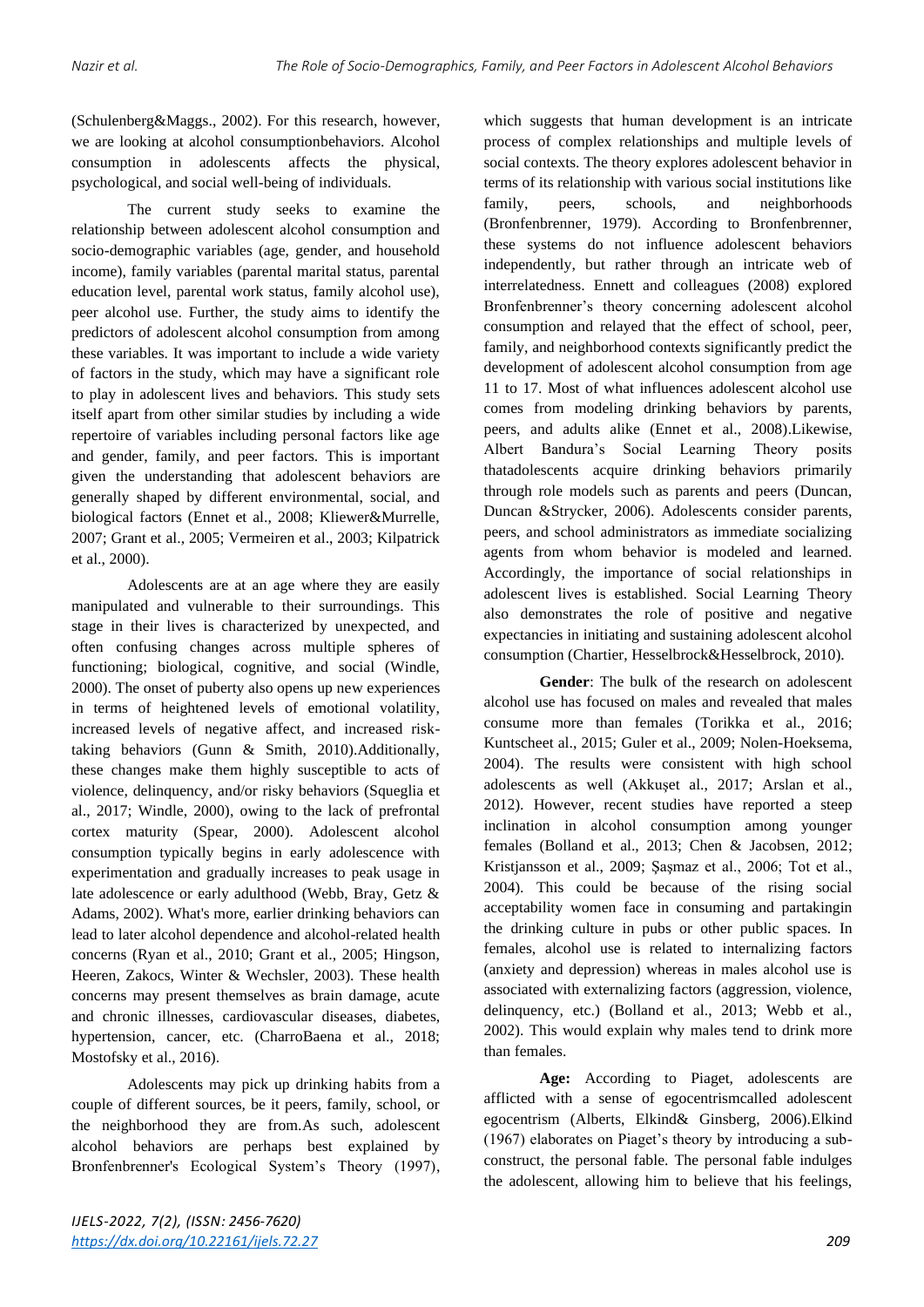(Schulenberg&Maggs., 2002). For this research, however, we are looking at alcohol consumptionbehaviors. Alcohol consumption in adolescents affects the physical, psychological, and social well-being of individuals.

The current study seeks to examine the relationship between adolescent alcohol consumption and socio-demographic variables (age, gender, and household income), family variables (parental marital status, parental education level, parental work status, family alcohol use), peer alcohol use. Further, the study aims to identify the predictors of adolescent alcohol consumption from among these variables. It was important to include a wide variety of factors in the study, which may have a significant role to play in adolescent lives and behaviors. This study sets itself apart from other similar studies by including a wide repertoire of variables including personal factors like age and gender, family, and peer factors. This is important given the understanding that adolescent behaviors are generally shaped by different environmental, social, and biological factors (Ennet et al., 2008; Kliewer&Murrelle, 2007; Grant et al., 2005; Vermeiren et al., 2003; Kilpatrick et al., 2000).

Adolescents are at an age where they are easily manipulated and vulnerable to their surroundings. This stage in their lives is characterized by unexpected, and often confusing changes across multiple spheres of functioning; biological, cognitive, and social (Windle, 2000). The onset of puberty also opens up new experiences in terms of heightened levels of emotional volatility, increased levels of negative affect, and increased risk-taking behaviors (Gunn & Smith, 2010).Additionally, these changes make them highly susceptible to acts of violence, delinquency, and/or risky behaviors (Squeglia et al., 2017; Windle, 2000), owing to the lack of prefrontal cortex maturity (Spear, 2000). Adolescent alcohol consumption typically begins in early adolescence with experimentation and gradually increases to peak usage in late adolescence or early adulthood (Webb, Bray, Getz & Adams, 2002). What's more, earlier drinking behaviors can lead to later alcohol dependence and alcohol-related health concerns (Ryan et al., 2010; Grant et al., 2005; Hingson, Heeren, Zakocs, Winter & Wechsler, 2003). These health concerns may present themselves as brain damage, acute and chronic illnesses, cardiovascular diseases, diabetes, hypertension, cancer, etc. (CharroBaena et al., 2018; Mostofsky et al., 2016).

Adolescents may pick up drinking habits from a couple of different sources, be it peers, family, school, or the neighborhood they are from.As such, adolescent alcohol behaviors are perhaps best explained by Bronfenbrenner's Ecological System's Theory (1997), which suggests that human development is an intricate process of complex relationships and multiple levels of social contexts. The theory explores adolescent behavior in terms of its relationship with various social institutions like family, peers, schools, and neighborhoods (Bronfenbrenner, 1979). According to Bronfenbrenner, these systems do not influence adolescent behaviors independently, but rather through an intricate web of interrelatedness. Ennett and colleagues (2008) explored Bronfenbrenner's theory concerning adolescent alcohol consumption and relayed that the effect of school, peer, family, and neighborhood contexts significantly predict the development of adolescent alcohol consumption from age 11 to 17. Most of what influences adolescent alcohol use comes from modeling drinking behaviors by parents, peers, and adults alike (Ennet et al., 2008).Likewise, Albert Bandura's Social Learning Theory posits thatadolescents acquire drinking behaviors primarily through role models such as parents and peers (Duncan, Duncan &Strycker, 2006). Adolescents consider parents, peers, and school administrators as immediate socializing agents from whom behavior is modeled and learned. Accordingly, the importance of social relationships in adolescent lives is established. Social Learning Theory also demonstrates the role of positive and negative expectancies in initiating and sustaining adolescent alcohol consumption (Chartier, Hesselbrock&Hesselbrock, 2010).

**Gender**: The bulk of the research on adolescent alcohol use has focused on males and revealed that males consume more than females (Torikka et al., 2016; Kuntscheet al., 2015; Guler et al., 2009; Nolen-Hoeksema, 2004). The results were consistent with high school adolescents as well (Akkuşet al., 2017; Arslan et al., 2012). However, recent studies have reported a steep inclination in alcohol consumption among younger females (Bolland et al., 2013; Chen & Jacobsen, 2012; Kristjansson et al., 2009; Şaşmaz et al., 2006; Tot et al., 2004). This could be because of the rising social acceptability women face in consuming and partakingin the drinking culture in pubs or other public spaces. In females, alcohol use is related to internalizing factors (anxiety and depression) whereas in males alcohol use is associated with externalizing factors (aggression, violence, delinquency, etc.) (Bolland et al., 2013; Webb et al., 2002). This would explain why males tend to drink more than females.

**Age:** According to Piaget, adolescents are afflicted with a sense of egocentrismcalled adolescent egocentrism (Alberts, Elkind& Ginsberg, 2006).Elkind (1967) elaborates on Piaget's theory by introducing a sub-construct, the personal fable. The personal fable indulges the adolescent, allowing him to believe that his feelings,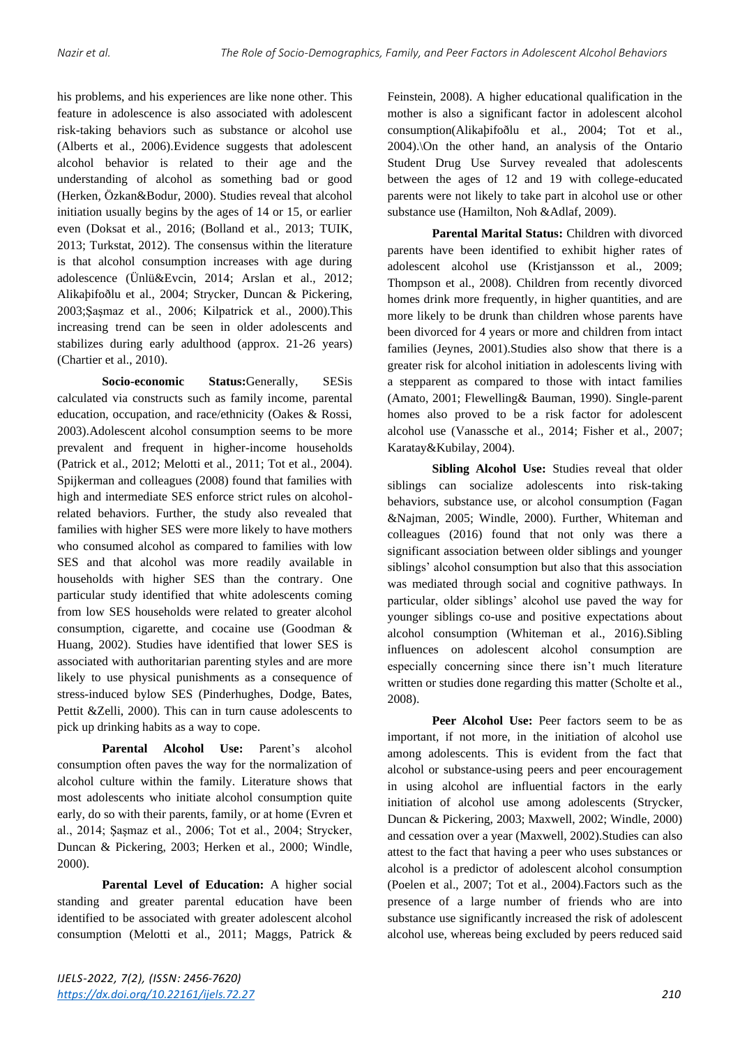his problems, and his experiences are like none other. This feature in adolescence is also associated with adolescent risk-taking behaviors such as substance or alcohol use (Alberts et al., 2006).Evidence suggests that adolescent alcohol behavior is related to their age and the understanding of alcohol as something bad or good (Herken, Özkan&Bodur, 2000). Studies reveal that alcohol initiation usually begins by the ages of 14 or 15, or earlier even (Doksat et al., 2016; (Bolland et al., 2013; TUIK, 2013; Turkstat, 2012). The consensus within the literature is that alcohol consumption increases with age during adolescence (Ünlü&Evcin, 2014; Arslan et al., 2012; Alikaþifoðlu et al., 2004; Strycker, Duncan & Pickering, 2003;Şaşmaz et al., 2006; Kilpatrick et al., 2000).This increasing trend can be seen in older adolescents and stabilizes during early adulthood (approx. 21-26 years) (Chartier et al., 2010).

**Socio-economic Status:**Generally, SESis calculated via constructs such as family income, parental education, occupation, and race/ethnicity (Oakes & Rossi, 2003).Adolescent alcohol consumption seems to be more prevalent and frequent in higher-income households (Patrick et al., 2012; Melotti et al., 2011; Tot et al., 2004). Spijkerman and colleagues (2008) found that families with high and intermediate SES enforce strict rules on alcohol-related behaviors. Further, the study also revealed that families with higher SES were more likely to have mothers who consumed alcohol as compared to families with low SES and that alcohol was more readily available in households with higher SES than the contrary. One particular study identified that white adolescents coming from low SES households were related to greater alcohol consumption, cigarette, and cocaine use (Goodman & Huang, 2002). Studies have identified that lower SES is associated with authoritarian parenting styles and are more likely to use physical punishments as a consequence of stress-induced bylow SES (Pinderhughes, Dodge, Bates, Pettit &Zelli, 2000). This can in turn cause adolescents to pick up drinking habits as a way to cope.

**Parental Alcohol Use:** Parent's alcohol consumption often paves the way for the normalization of alcohol culture within the family. Literature shows that most adolescents who initiate alcohol consumption quite early, do so with their parents, family, or at home (Evren et al., 2014; Şaşmaz et al., 2006; Tot et al., 2004; Strycker, Duncan & Pickering, 2003; Herken et al., 2000; Windle, 2000).

**Parental Level of Education:** A higher social standing and greater parental education have been identified to be associated with greater adolescent alcohol consumption (Melotti et al., 2011; Maggs, Patrick & Feinstein, 2008). A higher educational qualification in the mother is also a significant factor in adolescent alcohol consumption(Alikaþifoðlu et al., 2004; Tot et al., 2004).\On the other hand, an analysis of the Ontario Student Drug Use Survey revealed that adolescents between the ages of 12 and 19 with college-educated parents were not likely to take part in alcohol use or other substance use (Hamilton, Noh &Adlaf, 2009).

**Parental Marital Status:** Children with divorced parents have been identified to exhibit higher rates of adolescent alcohol use (Kristjansson et al., 2009; Thompson et al., 2008). Children from recently divorced homes drink more frequently, in higher quantities, and are more likely to be drunk than children whose parents have been divorced for 4 years or more and children from intact families (Jeynes, 2001).Studies also show that there is a greater risk for alcohol initiation in adolescents living with a stepparent as compared to those with intact families (Amato, 2001; Flewelling& Bauman, 1990). Single-parent homes also proved to be a risk factor for adolescent alcohol use (Vanassche et al., 2014; Fisher et al., 2007; Karatay&Kubilay, 2004).

**Sibling Alcohol Use:** Studies reveal that older siblings can socialize adolescents into risk-taking behaviors, substance use, or alcohol consumption (Fagan &Najman, 2005; Windle, 2000). Further, Whiteman and colleagues (2016) found that not only was there a significant association between older siblings and younger siblings' alcohol consumption but also that this association was mediated through social and cognitive pathways. In particular, older siblings' alcohol use paved the way for younger siblings co-use and positive expectations about alcohol consumption (Whiteman et al., 2016).Sibling influences on adolescent alcohol consumption are especially concerning since there isn't much literature written or studies done regarding this matter (Scholte et al., 2008).

**Peer Alcohol Use:** Peer factors seem to be as important, if not more, in the initiation of alcohol use among adolescents. This is evident from the fact that alcohol or substance-using peers and peer encouragement in using alcohol are influential factors in the early initiation of alcohol use among adolescents (Strycker, Duncan & Pickering, 2003; Maxwell, 2002; Windle, 2000) and cessation over a year (Maxwell, 2002).Studies can also attest to the fact that having a peer who uses substances or alcohol is a predictor of adolescent alcohol consumption (Poelen et al., 2007; Tot et al., 2004).Factors such as the presence of a large number of friends who are into substance use significantly increased the risk of adolescent alcohol use, whereas being excluded by peers reduced said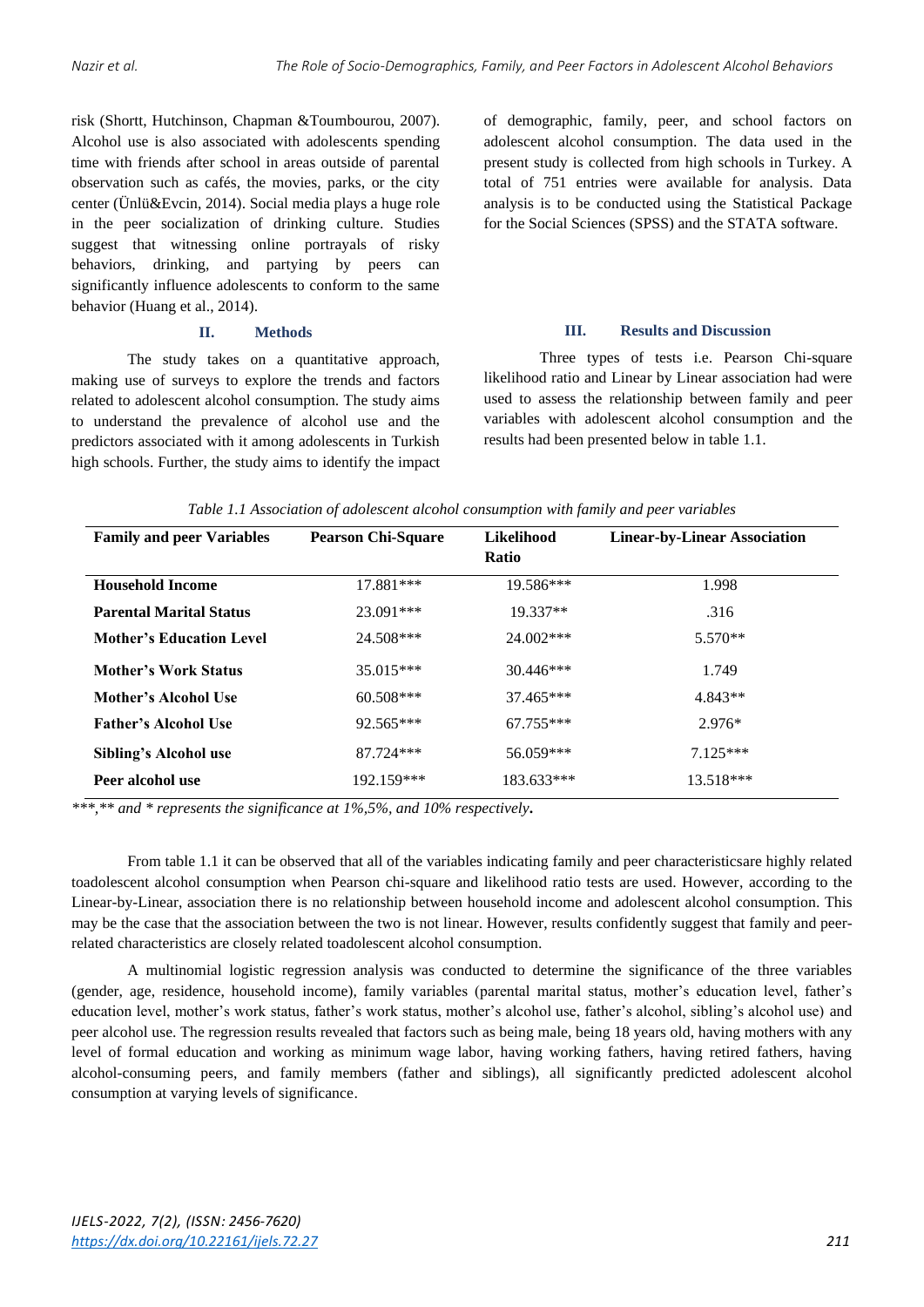risk (Shortt, Hutchinson, Chapman &Toumbourou, 2007). Alcohol use is also associated with adolescents spending time with friends after school in areas outside of parental observation such as cafés, the movies, parks, or the city center (Ünlü&Evcin, 2014). Social media plays a huge role in the peer socialization of drinking culture. Studies suggest that witnessing online portrayals of risky behaviors, drinking, and partying by peers can significantly influence adolescents to conform to the same behavior (Huang et al., 2014).

## II. Methods

The study takes on a quantitative approach, making use of surveys to explore the trends and factors related to adolescent alcohol consumption. The study aims to understand the prevalence of alcohol use and the predictors associated with it among adolescents in Turkish high schools. Further, the study aims to identify the impact of demographic, family, peer, and school factors on adolescent alcohol consumption. The data used in the present study is collected from high schools in Turkey. A total of 751 entries were available for analysis. Data analysis is to be conducted using the Statistical Package for the Social Sciences (SPSS) and the STATA software.

## III. Results and Discussion

Three types of tests i.e. Pearson Chi-square likelihood ratio and Linear by Linear association had were used to assess the relationship between family and peer variables with adolescent alcohol consumption and the results had been presented below in table 1.1.

*Table 1.1 Association of adolescent alcohol consumption with family and peer variables*

| Family and peer Variables | Pearson Chi-Square | Likelihood Ratio | Linear-by-Linear Association |
|---|---|---|---|
| **Household Income** | 17.881*** | 19.586*** | 1.998 |
| **Parental Marital Status** | 23.091*** | 19.337** | .316 |
| **Mother's Education Level** | 24.508*** | 24.002*** | 5.570** |
| **Mother's Work Status** | 35.015*** | 30.446*** | 1.749 |
| **Mother's Alcohol Use** | 60.508*** | 37.465*** | 4.843** |
| **Father's Alcohol Use** | 92.565*** | 67.755*** | 2.976* |
| **Sibling's Alcohol use** | 87.724*** | 56.059*** | 7.125*** |
| **Peer alcohol use** | 192.159*** | 183.633*** | 13.518*** |

*\*\*\*,\*\* and \* represents the significance at 1%,5%, and 10% respectively.*

From table 1.1 it can be observed that all of the variables indicating family and peer characteristicsare highly related toadolescent alcohol consumption when Pearson chi-square and likelihood ratio tests are used. However, according to the Linear-by-Linear, association there is no relationship between household income and adolescent alcohol consumption. This may be the case that the association between the two is not linear. However, results confidently suggest that family and peer-related characteristics are closely related toadolescent alcohol consumption.

A multinomial logistic regression analysis was conducted to determine the significance of the three variables (gender, age, residence, household income), family variables (parental marital status, mother's education level, father's education level, mother's work status, father's work status, mother's alcohol use, father's alcohol, sibling's alcohol use) and peer alcohol use. The regression results revealed that factors such as being male, being 18 years old, having mothers with any level of formal education and working as minimum wage labor, having working fathers, having retired fathers, having alcohol-consuming peers, and family members (father and siblings), all significantly predicted adolescent alcohol consumption at varying levels of significance.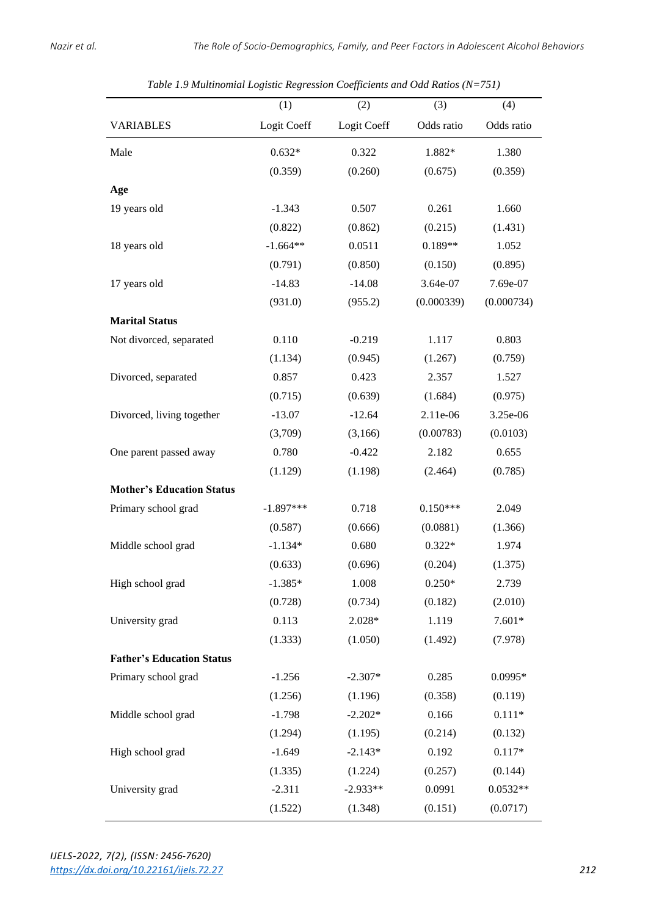*Table 1.9 Multinomial Logistic Regression Coefficients and Odd Ratios (N=751)*

| | (1) | (2) | (3) | (4) |
|---|---|---|---|---|
| VARIABLES | Logit Coeff | Logit Coeff | Odds ratio | Odds ratio |
| Male | 0.632* | 0.322 | 1.882* | 1.380 |
| | (0.359) | (0.260) | (0.675) | (0.359) |
| **Age** | | | | |
| 19 years old | -1.343 | 0.507 | 0.261 | 1.660 |
| | (0.822) | (0.862) | (0.215) | (1.431) |
| 18 years old | -1.664** | 0.0511 | 0.189** | 1.052 |
| | (0.791) | (0.850) | (0.150) | (0.895) |
| 17 years old | -14.83 | -14.08 | 3.64e-07 | 7.69e-07 |
| | (931.0) | (955.2) | (0.000339) | (0.000734) |
| **Marital Status** | | | | |
| Not divorced, separated | 0.110 | -0.219 | 1.117 | 0.803 |
| | (1.134) | (0.945) | (1.267) | (0.759) |
| Divorced, separated | 0.857 | 0.423 | 2.357 | 1.527 |
| | (0.715) | (0.639) | (1.684) | (0.975) |
| Divorced, living together | -13.07 | -12.64 | 2.11e-06 | 3.25e-06 |
| | (3,709) | (3,166) | (0.00783) | (0.0103) |
| One parent passed away | 0.780 | -0.422 | 2.182 | 0.655 |
| | (1.129) | (1.198) | (2.464) | (0.785) |
| **Mother's Education Status** | | | | |
| Primary school grad | -1.897*** | 0.718 | 0.150*** | 2.049 |
| | (0.587) | (0.666) | (0.0881) | (1.366) |
| Middle school grad | -1.134* | 0.680 | 0.322* | 1.974 |
| | (0.633) | (0.696) | (0.204) | (1.375) |
| High school grad | -1.385* | 1.008 | 0.250* | 2.739 |
| | (0.728) | (0.734) | (0.182) | (2.010) |
| University grad | 0.113 | 2.028* | 1.119 | 7.601* |
| | (1.333) | (1.050) | (1.492) | (7.978) |
| **Father's Education Status** | | | | |
| Primary school grad | -1.256 | -2.307* | 0.285 | 0.0995* |
| | (1.256) | (1.196) | (0.358) | (0.119) |
| Middle school grad | -1.798 | -2.202* | 0.166 | 0.111* |
| | (1.294) | (1.195) | (0.214) | (0.132) |
| High school grad | -1.649 | -2.143* | 0.192 | 0.117* |
| | (1.335) | (1.224) | (0.257) | (0.144) |
| University grad | -2.311 | -2.933** | 0.0991 | 0.0532** |
| | (1.522) | (1.348) | (0.151) | (0.0717) |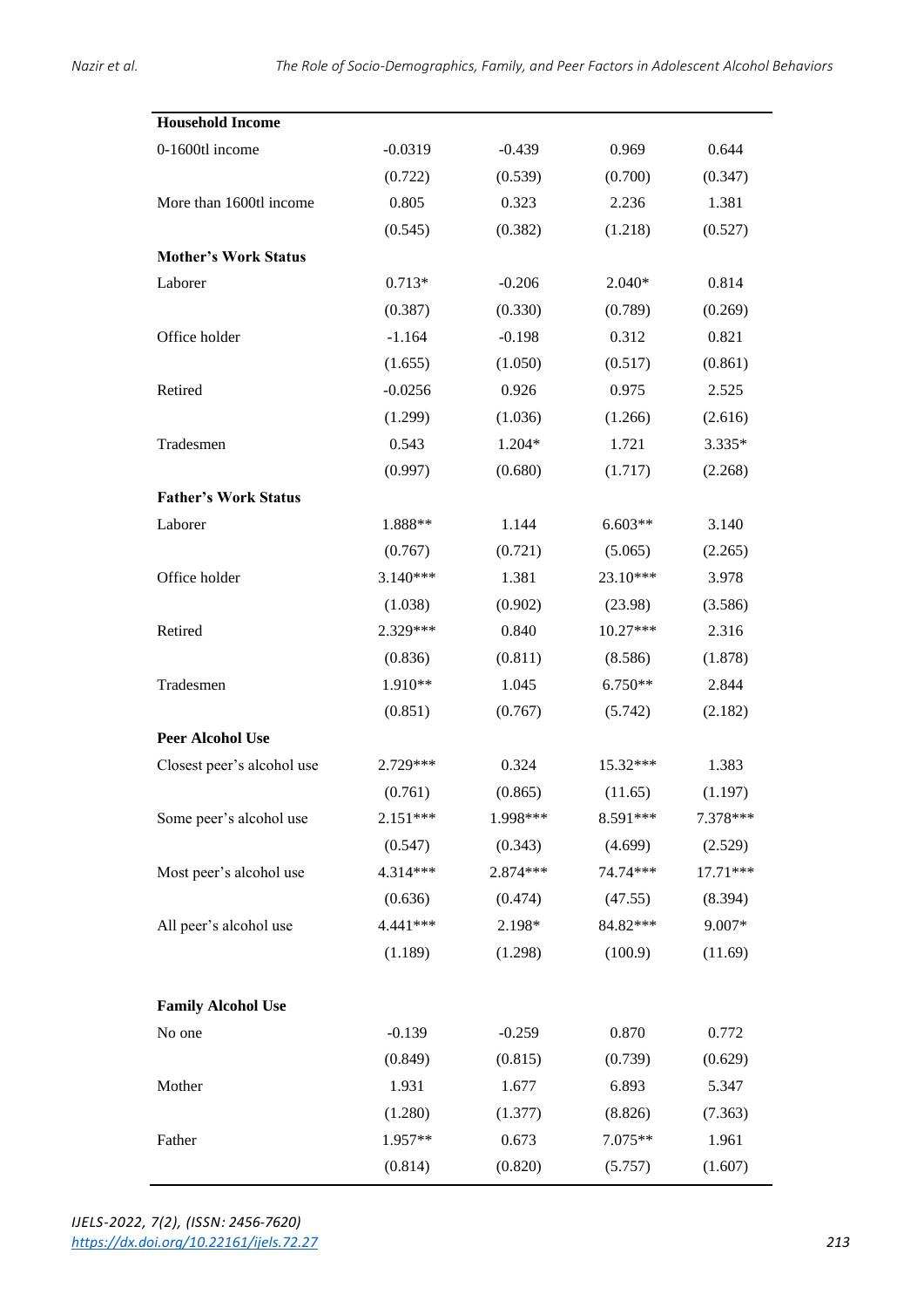| | | | | |
|---|---|---|---|---|
| **Household Income** | | | | |
| 0-1600tl income | -0.0319 | -0.439 | 0.969 | 0.644 |
| | (0.722) | (0.539) | (0.700) | (0.347) |
| More than 1600tl income | 0.805 | 0.323 | 2.236 | 1.381 |
| | (0.545) | (0.382) | (1.218) | (0.527) |
| **Mother's Work Status** | | | | |
| Laborer | 0.713* | -0.206 | 2.040* | 0.814 |
| | (0.387) | (0.330) | (0.789) | (0.269) |
| Office holder | -1.164 | -0.198 | 0.312 | 0.821 |
| | (1.655) | (1.050) | (0.517) | (0.861) |
| Retired | -0.0256 | 0.926 | 0.975 | 2.525 |
| | (1.299) | (1.036) | (1.266) | (2.616) |
| Tradesmen | 0.543 | 1.204* | 1.721 | 3.335* |
| | (0.997) | (0.680) | (1.717) | (2.268) |
| **Father's Work Status** | | | | |
| Laborer | 1.888** | 1.144 | 6.603** | 3.140 |
| | (0.767) | (0.721) | (5.065) | (2.265) |
| Office holder | 3.140*** | 1.381 | 23.10*** | 3.978 |
| | (1.038) | (0.902) | (23.98) | (3.586) |
| Retired | 2.329*** | 0.840 | 10.27*** | 2.316 |
| | (0.836) | (0.811) | (8.586) | (1.878) |
| Tradesmen | 1.910** | 1.045 | 6.750** | 2.844 |
| | (0.851) | (0.767) | (5.742) | (2.182) |
| **Peer Alcohol Use** | | | | |
| Closest peer's alcohol use | 2.729*** | 0.324 | 15.32*** | 1.383 |
| | (0.761) | (0.865) | (11.65) | (1.197) |
| Some peer's alcohol use | 2.151*** | 1.998*** | 8.591*** | 7.378*** |
| | (0.547) | (0.343) | (4.699) | (2.529) |
| Most peer's alcohol use | 4.314*** | 2.874*** | 74.74*** | 17.71*** |
| | (0.636) | (0.474) | (47.55) | (8.394) |
| All peer's alcohol use | 4.441*** | 2.198* | 84.82*** | 9.007* |
| | (1.189) | (1.298) | (100.9) | (11.69) |
| **Family Alcohol Use** | | | | |
| No one | -0.139 | -0.259 | 0.870 | 0.772 |
| | (0.849) | (0.815) | (0.739) | (0.629) |
| Mother | 1.931 | 1.677 | 6.893 | 5.347 |
| | (1.280) | (1.377) | (8.826) | (7.363) |
| Father | 1.957** | 0.673 | 7.075** | 1.961 |
| | (0.814) | (0.820) | (5.757) | (1.607) |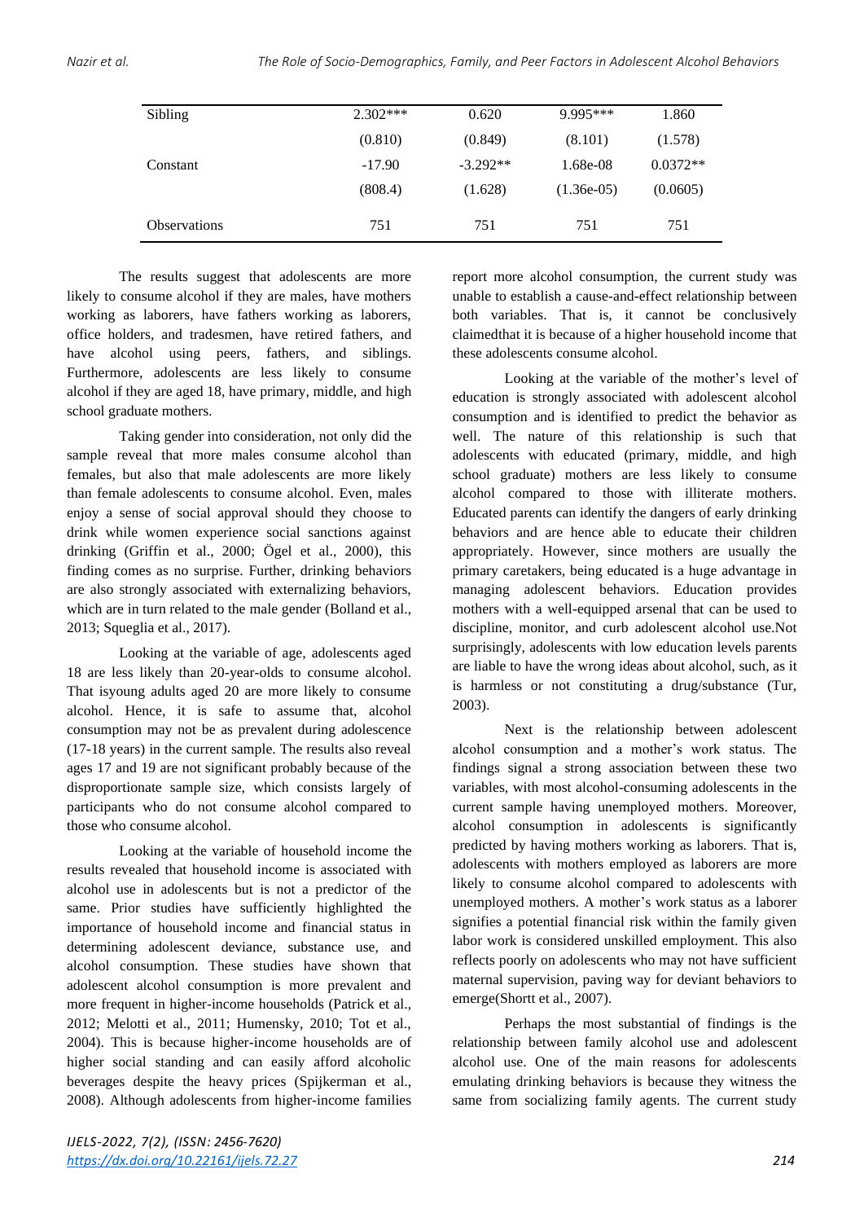| | | | | |
|---|---|---|---|---|
| Sibling | 2.302*** | 0.620 | 9.995*** | 1.860 |
| | (0.810) | (0.849) | (8.101) | (1.578) |
| Constant | -17.90 | -3.292** | 1.68e-08 | 0.0372** |
| | (808.4) | (1.628) | (1.36e-05) | (0.0605) |
| Observations | 751 | 751 | 751 | 751 |

The results suggest that adolescents are more likely to consume alcohol if they are males, have mothers working as laborers, have fathers working as laborers, office holders, and tradesmen, have retired fathers, and have alcohol using peers, fathers, and siblings. Furthermore, adolescents are less likely to consume alcohol if they are aged 18, have primary, middle, and high school graduate mothers.

Taking gender into consideration, not only did the sample reveal that more males consume alcohol than females, but also that male adolescents are more likely than female adolescents to consume alcohol. Even, males enjoy a sense of social approval should they choose to drink while women experience social sanctions against drinking (Griffin et al., 2000; Ögel et al., 2000), this finding comes as no surprise. Further, drinking behaviors are also strongly associated with externalizing behaviors, which are in turn related to the male gender (Bolland et al., 2013; Squeglia et al., 2017).

Looking at the variable of age, adolescents aged 18 are less likely than 20-year-olds to consume alcohol. That isyoung adults aged 20 are more likely to consume alcohol. Hence, it is safe to assume that, alcohol consumption may not be as prevalent during adolescence (17-18 years) in the current sample. The results also reveal ages 17 and 19 are not significant probably because of the disproportionate sample size, which consists largely of participants who do not consume alcohol compared to those who consume alcohol.

Looking at the variable of household income the results revealed that household income is associated with alcohol use in adolescents but is not a predictor of the same. Prior studies have sufficiently highlighted the importance of household income and financial status in determining adolescent deviance, substance use, and alcohol consumption. These studies have shown that adolescent alcohol consumption is more prevalent and more frequent in higher-income households (Patrick et al., 2012; Melotti et al., 2011; Humensky, 2010; Tot et al., 2004). This is because higher-income households are of higher social standing and can easily afford alcoholic beverages despite the heavy prices (Spijkerman et al., 2008). Although adolescents from higher-income families report more alcohol consumption, the current study was unable to establish a cause-and-effect relationship between both variables. That is, it cannot be conclusively claimedthat it is because of a higher household income that these adolescents consume alcohol.

Looking at the variable of the mother's level of education is strongly associated with adolescent alcohol consumption and is identified to predict the behavior as well. The nature of this relationship is such that adolescents with educated (primary, middle, and high school graduate) mothers are less likely to consume alcohol compared to those with illiterate mothers. Educated parents can identify the dangers of early drinking behaviors and are hence able to educate their children appropriately. However, since mothers are usually the primary caretakers, being educated is a huge advantage in managing adolescent behaviors. Education provides mothers with a well-equipped arsenal that can be used to discipline, monitor, and curb adolescent alcohol use.Not surprisingly, adolescents with low education levels parents are liable to have the wrong ideas about alcohol, such, as it is harmless or not constituting a drug/substance (Tur, 2003).

Next is the relationship between adolescent alcohol consumption and a mother's work status. The findings signal a strong association between these two variables, with most alcohol-consuming adolescents in the current sample having unemployed mothers. Moreover, alcohol consumption in adolescents is significantly predicted by having mothers working as laborers. That is, adolescents with mothers employed as laborers are more likely to consume alcohol compared to adolescents with unemployed mothers. A mother's work status as a laborer signifies a potential financial risk within the family given labor work is considered unskilled employment. This also reflects poorly on adolescents who may not have sufficient maternal supervision, paving way for deviant behaviors to emerge(Shortt et al., 2007).

Perhaps the most substantial of findings is the relationship between family alcohol use and adolescent alcohol use. One of the main reasons for adolescents emulating drinking behaviors is because they witness the same from socializing family agents. The current study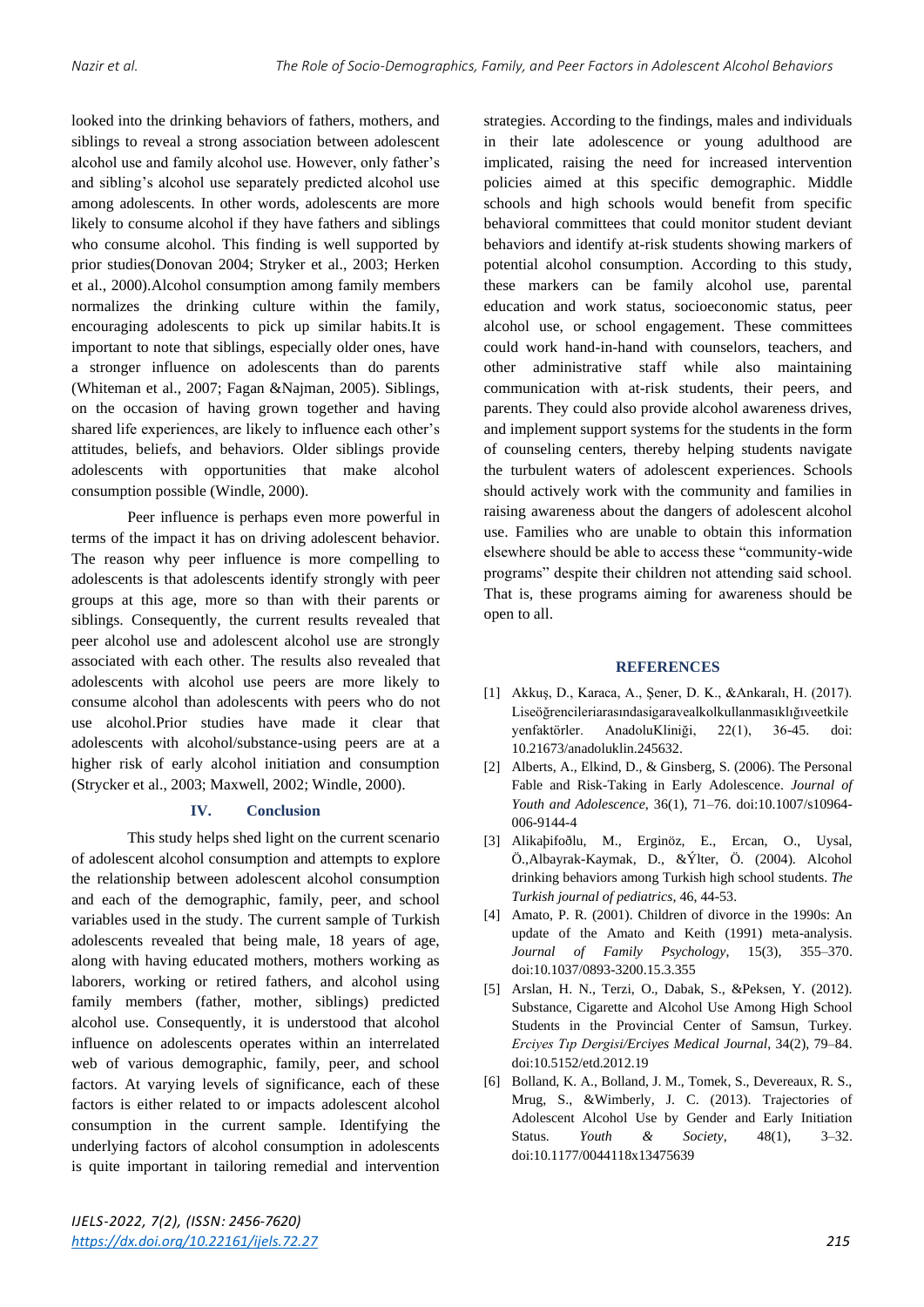looked into the drinking behaviors of fathers, mothers, and siblings to reveal a strong association between adolescent alcohol use and family alcohol use. However, only father's and sibling's alcohol use separately predicted alcohol use among adolescents. In other words, adolescents are more likely to consume alcohol if they have fathers and siblings who consume alcohol. This finding is well supported by prior studies(Donovan 2004; Stryker et al., 2003; Herken et al., 2000).Alcohol consumption among family members normalizes the drinking culture within the family, encouraging adolescents to pick up similar habits.It is important to note that siblings, especially older ones, have a stronger influence on adolescents than do parents (Whiteman et al., 2007; Fagan &Najman, 2005). Siblings, on the occasion of having grown together and having shared life experiences, are likely to influence each other's attitudes, beliefs, and behaviors. Older siblings provide adolescents with opportunities that make alcohol consumption possible (Windle, 2000).

Peer influence is perhaps even more powerful in terms of the impact it has on driving adolescent behavior. The reason why peer influence is more compelling to adolescents is that adolescents identify strongly with peer groups at this age, more so than with their parents or siblings. Consequently, the current results revealed that peer alcohol use and adolescent alcohol use are strongly associated with each other. The results also revealed that adolescents with alcohol use peers are more likely to consume alcohol than adolescents with peers who do not use alcohol.Prior studies have made it clear that adolescents with alcohol/substance-using peers are at a higher risk of early alcohol initiation and consumption (Strycker et al., 2003; Maxwell, 2002; Windle, 2000).

## IV. Conclusion

This study helps shed light on the current scenario of adolescent alcohol consumption and attempts to explore the relationship between adolescent alcohol consumption and each of the demographic, family, peer, and school variables used in the study. The current sample of Turkish adolescents revealed that being male, 18 years of age, along with having educated mothers, mothers working as laborers, working or retired fathers, and alcohol using family members (father, mother, siblings) predicted alcohol use. Consequently, it is understood that alcohol influence on adolescents operates within an interrelated web of various demographic, family, peer, and school factors. At varying levels of significance, each of these factors is either related to or impacts adolescent alcohol consumption in the current sample. Identifying the underlying factors of alcohol consumption in adolescents is quite important in tailoring remedial and intervention strategies. According to the findings, males and individuals in their late adolescence or young adulthood are implicated, raising the need for increased intervention policies aimed at this specific demographic. Middle schools and high schools would benefit from specific behavioral committees that could monitor student deviant behaviors and identify at-risk students showing markers of potential alcohol consumption. According to this study, these markers can be family alcohol use, parental education and work status, socioeconomic status, peer alcohol use, or school engagement. These committees could work hand-in-hand with counselors, teachers, and other administrative staff while also maintaining communication with at-risk students, their peers, and parents. They could also provide alcohol awareness drives, and implement support systems for the students in the form of counseling centers, thereby helping students navigate the turbulent waters of adolescent experiences. Schools should actively work with the community and families in raising awareness about the dangers of adolescent alcohol use. Families who are unable to obtain this information elsewhere should be able to access these "community-wide programs" despite their children not attending said school. That is, these programs aiming for awareness should be open to all.

## REFERENCES

[1] Akkuş, D., Karaca, A., Şener, D. K., &Ankaralı, H. (2017). Liseöğrencileriarasındasigaravealkolkullanmasıklığıveetkile yenfaktörler. AnadoluKliniği, 22(1), 36-45. doi: 10.21673/anadoluklin.245632.

[2] Alberts, A., Elkind, D., & Ginsberg, S. (2006). The Personal Fable and Risk-Taking in Early Adolescence. *Journal of Youth and Adolescence*, 36(1), 71–76. doi:10.1007/s10964-006-9144-4

[3] Alikaþifoðlu, M., Erginöz, E., Ercan, O., Uysal, Ö.,Albayrak-Kaymak, D., &Ýlter, Ö. (2004). Alcohol drinking behaviors among Turkish high school students. *The Turkish journal of pediatrics*, 46, 44-53.

[4] Amato, P. R. (2001). Children of divorce in the 1990s: An update of the Amato and Keith (1991) meta-analysis. *Journal of Family Psychology*, 15(3), 355–370. doi:10.1037/0893-3200.15.3.355

[5] Arslan, H. N., Terzi, O., Dabak, S., &Peksen, Y. (2012). Substance, Cigarette and Alcohol Use Among High School Students in the Provincial Center of Samsun, Turkey. *Erciyes Tıp Dergisi/Erciyes Medical Journal*, 34(2), 79–84. doi:10.5152/etd.2012.19

[6] Bolland, K. A., Bolland, J. M., Tomek, S., Devereaux, R. S., Mrug, S., &Wimberly, J. C. (2013). Trajectories of Adolescent Alcohol Use by Gender and Early Initiation Status. *Youth & Society*, 48(1), 3–32. doi:10.1177/0044118x13475639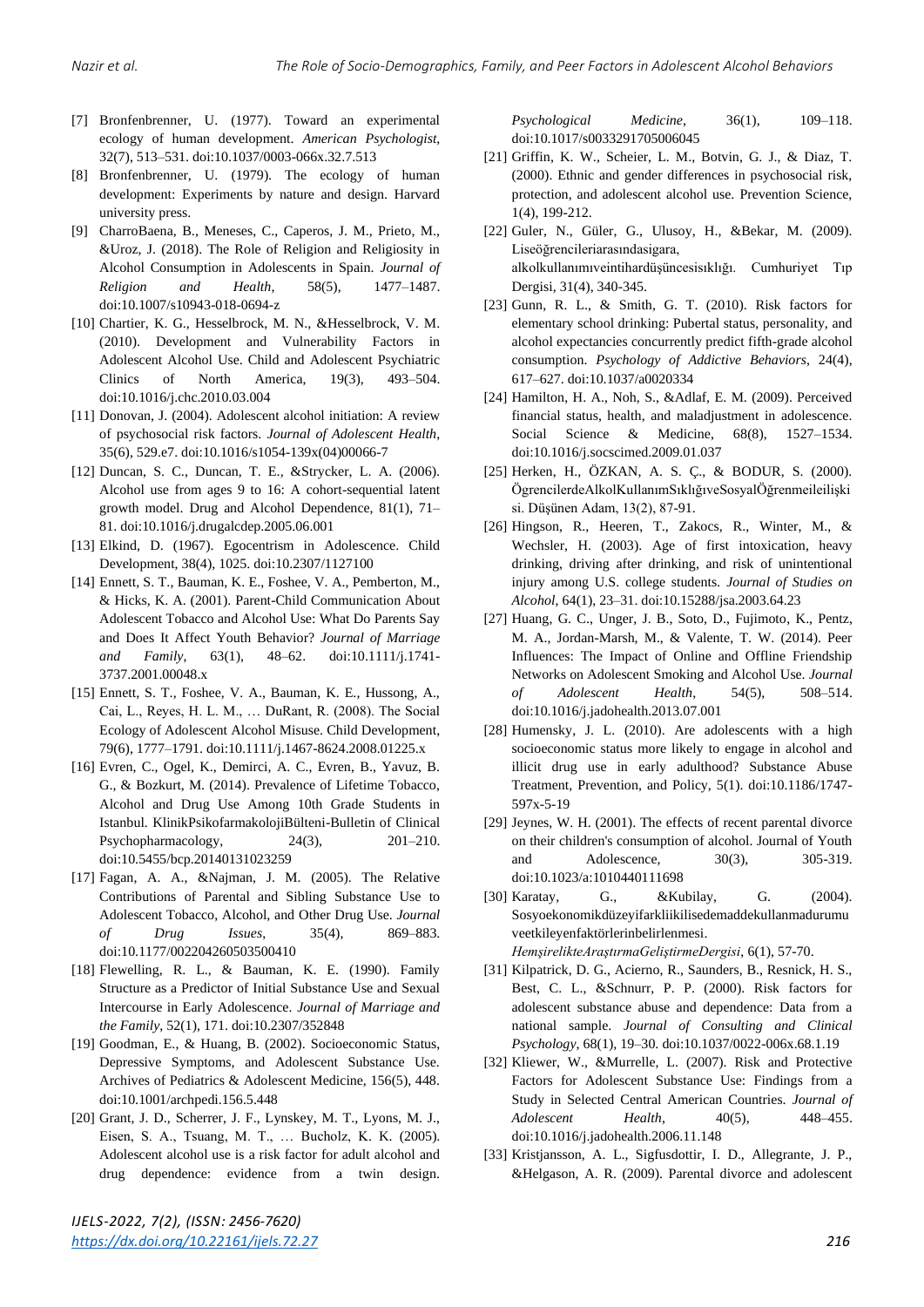[7] Bronfenbrenner, U. (1977). Toward an experimental ecology of human development. *American Psychologist*, 32(7), 513–531. doi:10.1037/0003-066x.32.7.513

[8] Bronfenbrenner, U. (1979). The ecology of human development: Experiments by nature and design. Harvard university press.

[9] CharroBaena, B., Meneses, C., Caperos, J. M., Prieto, M., &Uroz, J. (2018). The Role of Religion and Religiosity in Alcohol Consumption in Adolescents in Spain. *Journal of Religion and Health*, 58(5), 1477–1487. doi:10.1007/s10943-018-0694-z

[10] Chartier, K. G., Hesselbrock, M. N., &Hesselbrock, V. M. (2010). Development and Vulnerability Factors in Adolescent Alcohol Use. Child and Adolescent Psychiatric Clinics of North America, 19(3), 493–504. doi:10.1016/j.chc.2010.03.004

[11] Donovan, J. (2004). Adolescent alcohol initiation: A review of psychosocial risk factors. *Journal of Adolescent Health*, 35(6), 529.e7. doi:10.1016/s1054-139x(04)00066-7

[12] Duncan, S. C., Duncan, T. E., &Strycker, L. A. (2006). Alcohol use from ages 9 to 16: A cohort-sequential latent growth model. Drug and Alcohol Dependence, 81(1), 71–81. doi:10.1016/j.drugalcdep.2005.06.001

[13] Elkind, D. (1967). Egocentrism in Adolescence. Child Development, 38(4), 1025. doi:10.2307/1127100

[14] Ennett, S. T., Bauman, K. E., Foshee, V. A., Pemberton, M., & Hicks, K. A. (2001). Parent-Child Communication About Adolescent Tobacco and Alcohol Use: What Do Parents Say and Does It Affect Youth Behavior? *Journal of Marriage and Family*, 63(1), 48–62. doi:10.1111/j.1741-3737.2001.00048.x

[15] Ennett, S. T., Foshee, V. A., Bauman, K. E., Hussong, A., Cai, L., Reyes, H. L. M., … DuRant, R. (2008). The Social Ecology of Adolescent Alcohol Misuse. Child Development, 79(6), 1777–1791. doi:10.1111/j.1467-8624.2008.01225.x

[16] Evren, C., Ogel, K., Demirci, A. C., Evren, B., Yavuz, B. G., & Bozkurt, M. (2014). Prevalence of Lifetime Tobacco, Alcohol and Drug Use Among 10th Grade Students in Istanbul. KlinikPsikofarmakolojiBülteni-Bulletin of Clinical Psychopharmacology, 24(3), 201–210. doi:10.5455/bcp.20140131023259

[17] Fagan, A. A., &Najman, J. M. (2005). The Relative Contributions of Parental and Sibling Substance Use to Adolescent Tobacco, Alcohol, and Other Drug Use. *Journal of Drug Issues*, 35(4), 869–883. doi:10.1177/002204260503500410

[18] Flewelling, R. L., & Bauman, K. E. (1990). Family Structure as a Predictor of Initial Substance Use and Sexual Intercourse in Early Adolescence. *Journal of Marriage and the Family*, 52(1), 171. doi:10.2307/352848

[19] Goodman, E., & Huang, B. (2002). Socioeconomic Status, Depressive Symptoms, and Adolescent Substance Use. Archives of Pediatrics & Adolescent Medicine, 156(5), 448. doi:10.1001/archpedi.156.5.448

[20] Grant, J. D., Scherrer, J. F., Lynskey, M. T., Lyons, M. J., Eisen, S. A., Tsuang, M. T., … Bucholz, K. K. (2005). Adolescent alcohol use is a risk factor for adult alcohol and drug dependence: evidence from a twin design. *Psychological Medicine*, 36(1), 109–118. doi:10.1017/s0033291705006045

[21] Griffin, K. W., Scheier, L. M., Botvin, G. J., & Diaz, T. (2000). Ethnic and gender differences in psychosocial risk, protection, and adolescent alcohol use. Prevention Science, 1(4), 199-212.

[22] Guler, N., Güler, G., Ulusoy, H., &Bekar, M. (2009). Liseöğrencileriarasındasigara, alkolkullanımıveintihardüşüncesisıklığı. Cumhuriyet Tıp Dergisi, 31(4), 340-345.

[23] Gunn, R. L., & Smith, G. T. (2010). Risk factors for elementary school drinking: Pubertal status, personality, and alcohol expectancies concurrently predict fifth-grade alcohol consumption. *Psychology of Addictive Behaviors*, 24(4), 617–627. doi:10.1037/a0020334

[24] Hamilton, H. A., Noh, S., &Adlaf, E. M. (2009). Perceived financial status, health, and maladjustment in adolescence. Social Science & Medicine, 68(8), 1527–1534. doi:10.1016/j.socscimed.2009.01.037

[25] Herken, H., ÖZKAN, A. S. Ç., & BODUR, S. (2000). ÖgrencilerdeAlkolKullanımSıklığıveSosyalÖğrenmeileilişkisi. Düşünen Adam, 13(2), 87-91.

[26] Hingson, R., Heeren, T., Zakocs, R., Winter, M., & Wechsler, H. (2003). Age of first intoxication, heavy drinking, driving after drinking, and risk of unintentional injury among U.S. college students. *Journal of Studies on Alcohol*, 64(1), 23–31. doi:10.15288/jsa.2003.64.23

[27] Huang, G. C., Unger, J. B., Soto, D., Fujimoto, K., Pentz, M. A., Jordan-Marsh, M., & Valente, T. W. (2014). Peer Influences: The Impact of Online and Offline Friendship Networks on Adolescent Smoking and Alcohol Use. *Journal of Adolescent Health*, 54(5), 508–514. doi:10.1016/j.jadohealth.2013.07.001

[28] Humensky, J. L. (2010). Are adolescents with a high socioeconomic status more likely to engage in alcohol and illicit drug use in early adulthood? Substance Abuse Treatment, Prevention, and Policy, 5(1). doi:10.1186/1747-597x-5-19

[29] Jeynes, W. H. (2001). The effects of recent parental divorce on their children's consumption of alcohol. Journal of Youth and Adolescence, 30(3), 305-319. doi:10.1023/a:1010440111698

[30] Karatay, G., &Kubilay, G. (2004). Sosyoekonomikdüzeyifarkliikilisedemaddekullanmadurumuveetkileyenfaktörlerinbelirlenmesi. *HemşirelikteAraştırmaGeliştirmeDergisi*, 6(1), 57-70.

[31] Kilpatrick, D. G., Acierno, R., Saunders, B., Resnick, H. S., Best, C. L., &Schnurr, P. P. (2000). Risk factors for adolescent substance abuse and dependence: Data from a national sample. *Journal of Consulting and Clinical Psychology*, 68(1), 19–30. doi:10.1037/0022-006x.68.1.19

[32] Kliewer, W., &Murrelle, L. (2007). Risk and Protective Factors for Adolescent Substance Use: Findings from a Study in Selected Central American Countries. *Journal of Adolescent Health*, 40(5), 448–455. doi:10.1016/j.jadohealth.2006.11.148

[33] Kristjansson, A. L., Sigfusdottir, I. D., Allegrante, J. P., &Helgason, A. R. (2009). Parental divorce and adolescent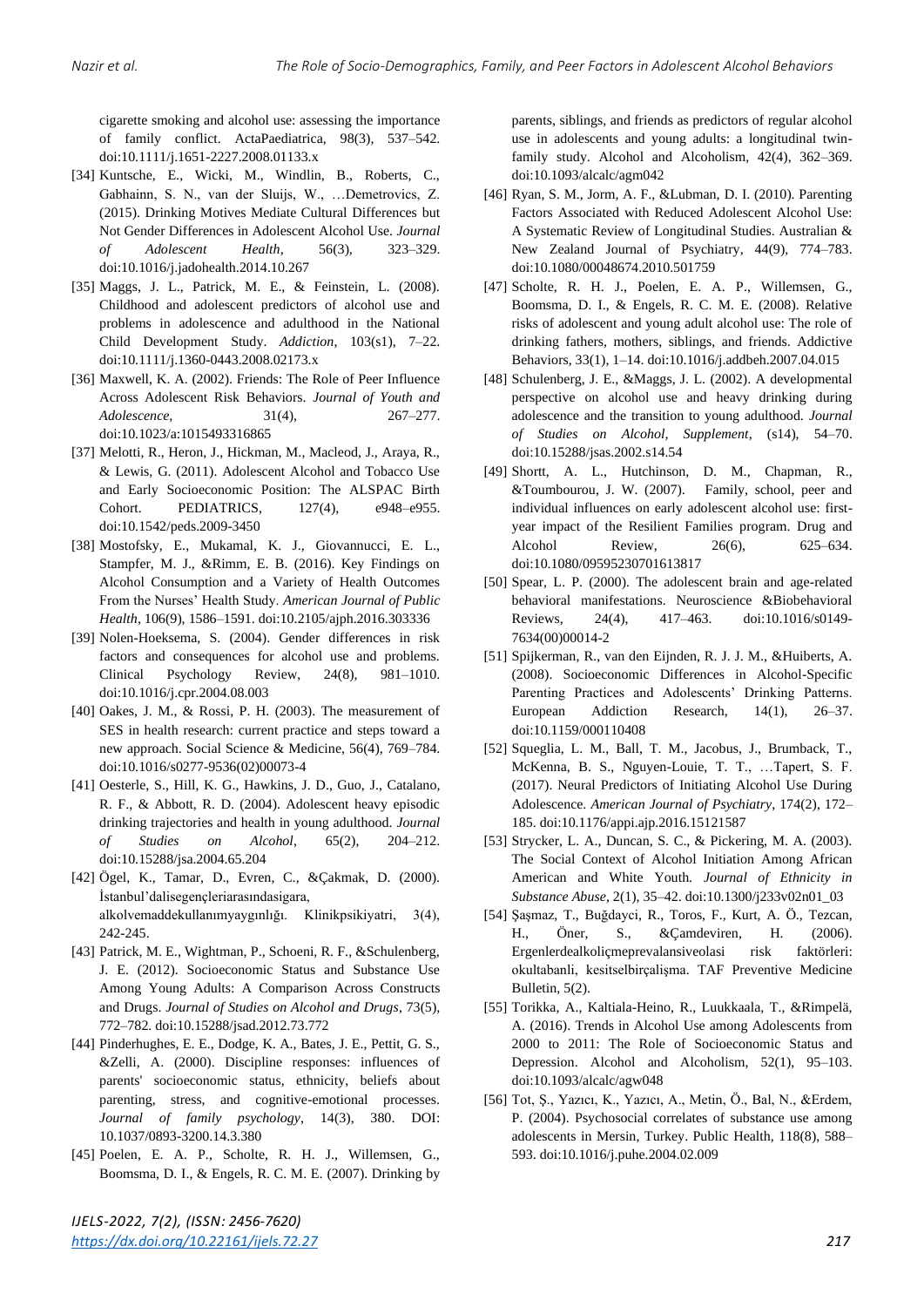cigarette smoking and alcohol use: assessing the importance of family conflict. ActaPaediatrica, 98(3), 537–542. doi:10.1111/j.1651-2227.2008.01133.x

[34] Kuntsche, E., Wicki, M., Windlin, B., Roberts, C., Gabhainn, S. N., van der Sluijs, W., …Demetrovics, Z. (2015). Drinking Motives Mediate Cultural Differences but Not Gender Differences in Adolescent Alcohol Use. *Journal of Adolescent Health*, 56(3), 323–329. doi:10.1016/j.jadohealth.2014.10.267

[35] Maggs, J. L., Patrick, M. E., & Feinstein, L. (2008). Childhood and adolescent predictors of alcohol use and problems in adolescence and adulthood in the National Child Development Study. *Addiction*, 103(s1), 7–22. doi:10.1111/j.1360-0443.2008.02173.x

[36] Maxwell, K. A. (2002). Friends: The Role of Peer Influence Across Adolescent Risk Behaviors. *Journal of Youth and Adolescence*, 31(4), 267–277. doi:10.1023/a:1015493316865

[37] Melotti, R., Heron, J., Hickman, M., Macleod, J., Araya, R., & Lewis, G. (2011). Adolescent Alcohol and Tobacco Use and Early Socioeconomic Position: The ALSPAC Birth Cohort. PEDIATRICS, 127(4), e948–e955. doi:10.1542/peds.2009-3450

[38] Mostofsky, E., Mukamal, K. J., Giovannucci, E. L., Stampfer, M. J., &Rimm, E. B. (2016). Key Findings on Alcohol Consumption and a Variety of Health Outcomes From the Nurses' Health Study. *American Journal of Public Health*, 106(9), 1586–1591. doi:10.2105/ajph.2016.303336

[39] Nolen-Hoeksema, S. (2004). Gender differences in risk factors and consequences for alcohol use and problems. Clinical Psychology Review, 24(8), 981–1010. doi:10.1016/j.cpr.2004.08.003

[40] Oakes, J. M., & Rossi, P. H. (2003). The measurement of SES in health research: current practice and steps toward a new approach. Social Science & Medicine, 56(4), 769–784. doi:10.1016/s0277-9536(02)00073-4

[41] Oesterle, S., Hill, K. G., Hawkins, J. D., Guo, J., Catalano, R. F., & Abbott, R. D. (2004). Adolescent heavy episodic drinking trajectories and health in young adulthood. *Journal of Studies on Alcohol*, 65(2), 204–212. doi:10.15288/jsa.2004.65.204

[42] Ögel, K., Tamar, D., Evren, C., &Çakmak, D. (2000). İstanbul'dalisegençleriarasındasigara, alkolvemaddekullanımyaygınlığı. Klinikpsikiyatri, 3(4), 242-245.

[43] Patrick, M. E., Wightman, P., Schoeni, R. F., &Schulenberg, J. E. (2012). Socioeconomic Status and Substance Use Among Young Adults: A Comparison Across Constructs and Drugs. *Journal of Studies on Alcohol and Drugs*, 73(5), 772–782. doi:10.15288/jsad.2012.73.772

[44] Pinderhughes, E. E., Dodge, K. A., Bates, J. E., Pettit, G. S., &Zelli, A. (2000). Discipline responses: influences of parents' socioeconomic status, ethnicity, beliefs about parenting, stress, and cognitive-emotional processes. *Journal of family psychology*, 14(3), 380. DOI: 10.1037/0893-3200.14.3.380

[45] Poelen, E. A. P., Scholte, R. H. J., Willemsen, G., Boomsma, D. I., & Engels, R. C. M. E. (2007). Drinking by parents, siblings, and friends as predictors of regular alcohol use in adolescents and young adults: a longitudinal twin-family study. Alcohol and Alcoholism, 42(4), 362–369. doi:10.1093/alcalc/agm042

[46] Ryan, S. M., Jorm, A. F., &Lubman, D. I. (2010). Parenting Factors Associated with Reduced Adolescent Alcohol Use: A Systematic Review of Longitudinal Studies. Australian & New Zealand Journal of Psychiatry, 44(9), 774–783. doi:10.1080/00048674.2010.501759

[47] Scholte, R. H. J., Poelen, E. A. P., Willemsen, G., Boomsma, D. I., & Engels, R. C. M. E. (2008). Relative risks of adolescent and young adult alcohol use: The role of drinking fathers, mothers, siblings, and friends. Addictive Behaviors, 33(1), 1–14. doi:10.1016/j.addbeh.2007.04.015

[48] Schulenberg, J. E., &Maggs, J. L. (2002). A developmental perspective on alcohol use and heavy drinking during adolescence and the transition to young adulthood. *Journal of Studies on Alcohol, Supplement*, (s14), 54–70. doi:10.15288/jsas.2002.s14.54

[49] Shortt, A. L., Hutchinson, D. M., Chapman, R., &Toumbourou, J. W. (2007). Family, school, peer and individual influences on early adolescent alcohol use: first-year impact of the Resilient Families program. Drug and Alcohol Review, 26(6), 625–634. doi:10.1080/09595230701613817

[50] Spear, L. P. (2000). The adolescent brain and age-related behavioral manifestations. Neuroscience &Biobehavioral Reviews, 24(4), 417–463. doi:10.1016/s0149-7634(00)00014-2

[51] Spijkerman, R., van den Eijnden, R. J. J. M., &Huiberts, A. (2008). Socioeconomic Differences in Alcohol-Specific Parenting Practices and Adolescents' Drinking Patterns. European Addiction Research, 14(1), 26–37. doi:10.1159/000110408

[52] Squeglia, L. M., Ball, T. M., Jacobus, J., Brumback, T., McKenna, B. S., Nguyen-Louie, T. T., …Tapert, S. F. (2017). Neural Predictors of Initiating Alcohol Use During Adolescence. *American Journal of Psychiatry*, 174(2), 172–185. doi:10.1176/appi.ajp.2016.15121587

[53] Strycker, L. A., Duncan, S. C., & Pickering, M. A. (2003). The Social Context of Alcohol Initiation Among African American and White Youth. *Journal of Ethnicity in Substance Abuse*, 2(1), 35–42. doi:10.1300/j233v02n01_03

[54] Şaşmaz, T., Buğdayci, R., Toros, F., Kurt, A. Ö., Tezcan, H., Öner, S., &Çamdeviren, H. (2006). Ergenlerdealkoliçmeprevalansiveolasi risk faktörleri: okultabanli, kesitselbirçalişma. TAF Preventive Medicine Bulletin, 5(2).

[55] Torikka, A., Kaltiala-Heino, R., Luukkaala, T., &Rimpelä, A. (2016). Trends in Alcohol Use among Adolescents from 2000 to 2011: The Role of Socioeconomic Status and Depression. Alcohol and Alcoholism, 52(1), 95–103. doi:10.1093/alcalc/agw048

[56] Tot, Ş., Yazıcı, K., Yazıcı, A., Metin, Ö., Bal, N., &Erdem, P. (2004). Psychosocial correlates of substance use among adolescents in Mersin, Turkey. Public Health, 118(8), 588–593. doi:10.1016/j.puhe.2004.02.009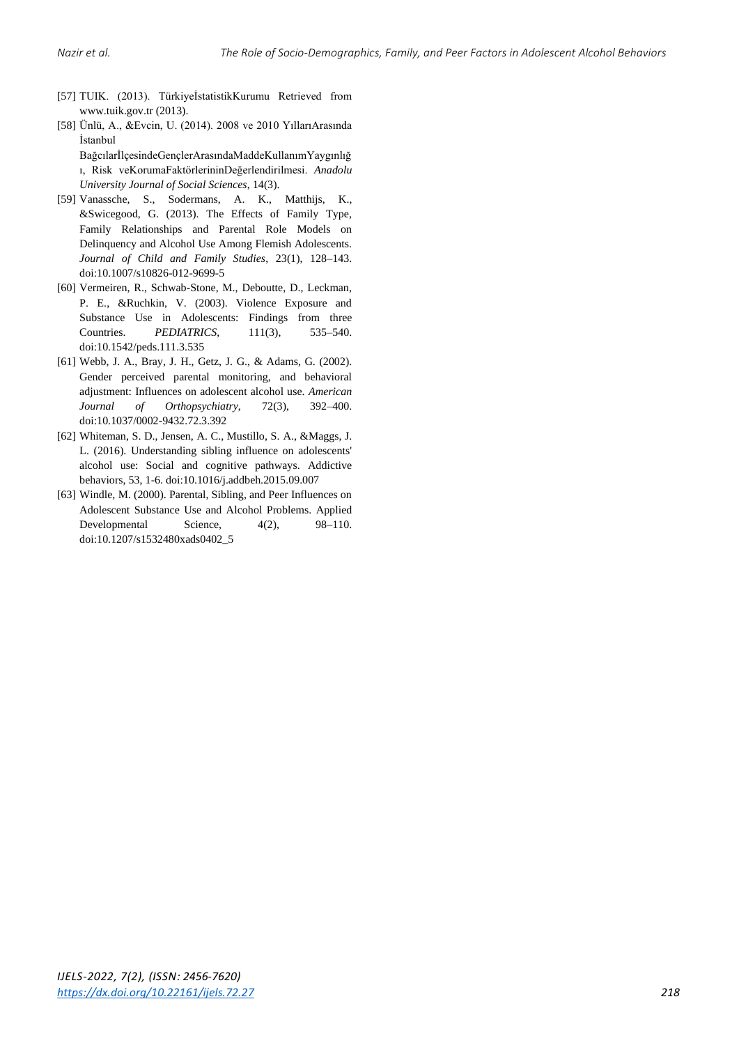[57] TUIK. (2013). TürkiyeİstatistikKurumu Retrieved from www.tuik.gov.tr (2013).

[58] Ünlü, A., &Evcin, U. (2014). 2008 ve 2010 YıllarıArasında İstanbul BağcılarİlçesindeGençlerArasındaMaddeKullanımYaygınlığı, Risk veKorumaFaktörlerininDeğerlendirilmesi. *Anadolu University Journal of Social Sciences*, 14(3).

[59] Vanassche, S., Sodermans, A. K., Matthijs, K., &Swicegood, G. (2013). The Effects of Family Type, Family Relationships and Parental Role Models on Delinquency and Alcohol Use Among Flemish Adolescents. *Journal of Child and Family Studies*, 23(1), 128–143. doi:10.1007/s10826-012-9699-5

[60] Vermeiren, R., Schwab-Stone, M., Deboutte, D., Leckman, P. E., &Ruchkin, V. (2003). Violence Exposure and Substance Use in Adolescents: Findings from three Countries. *PEDIATRICS*, 111(3), 535–540. doi:10.1542/peds.111.3.535

[61] Webb, J. A., Bray, J. H., Getz, J. G., & Adams, G. (2002). Gender perceived parental monitoring, and behavioral adjustment: Influences on adolescent alcohol use. *American Journal of Orthopsychiatry*, 72(3), 392–400. doi:10.1037/0002-9432.72.3.392

[62] Whiteman, S. D., Jensen, A. C., Mustillo, S. A., &Maggs, J. L. (2016). Understanding sibling influence on adolescents' alcohol use: Social and cognitive pathways. Addictive behaviors, 53, 1-6. doi:10.1016/j.addbeh.2015.09.007

[63] Windle, M. (2000). Parental, Sibling, and Peer Influences on Adolescent Substance Use and Alcohol Problems. Applied Developmental Science, 4(2), 98–110. doi:10.1207/s1532480xads0402_5